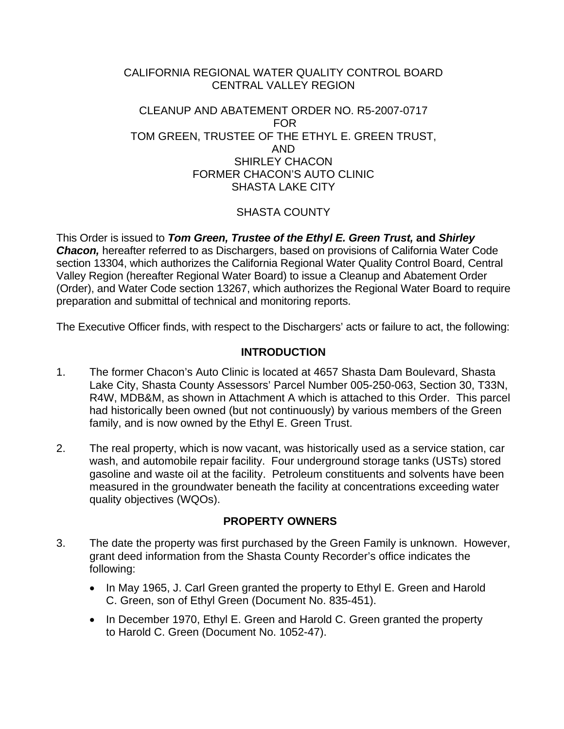CALIFORNIA REGIONAL WATER QUALITY CONTROL BOARD
CENTRAL VALLEY REGION

CLEANUP AND ABATEMENT ORDER NO. R5-2007-0717
FOR
TOM GREEN, TRUSTEE OF THE ETHYL E. GREEN TRUST,
AND
SHIRLEY CHACON
FORMER CHACON'S AUTO CLINIC
SHASTA LAKE CITY

SHASTA COUNTY

This Order is issued to ***Tom Green, Trustee of the Ethyl E. Green Trust,*** **and** ***Shirley Chacon,*** hereafter referred to as Dischargers, based on provisions of California Water Code section 13304, which authorizes the California Regional Water Quality Control Board, Central Valley Region (hereafter Regional Water Board) to issue a Cleanup and Abatement Order (Order), and Water Code section 13267, which authorizes the Regional Water Board to require preparation and submittal of technical and monitoring reports.

The Executive Officer finds, with respect to the Dischargers' acts or failure to act, the following:

## INTRODUCTION

1. The former Chacon's Auto Clinic is located at 4657 Shasta Dam Boulevard, Shasta Lake City, Shasta County Assessors' Parcel Number 005-250-063, Section 30, T33N, R4W, MDB&M, as shown in Attachment A which is attached to this Order. This parcel had historically been owned (but not continuously) by various members of the Green family, and is now owned by the Ethyl E. Green Trust.

2. The real property, which is now vacant, was historically used as a service station, car wash, and automobile repair facility. Four underground storage tanks (USTs) stored gasoline and waste oil at the facility. Petroleum constituents and solvents have been measured in the groundwater beneath the facility at concentrations exceeding water quality objectives (WQOs).

## PROPERTY OWNERS

3. The date the property was first purchased by the Green Family is unknown. However, grant deed information from the Shasta County Recorder's office indicates the following:

   - In May 1965, J. Carl Green granted the property to Ethyl E. Green and Harold C. Green, son of Ethyl Green (Document No. 835-451).

   - In December 1970, Ethyl E. Green and Harold C. Green granted the property to Harold C. Green (Document No. 1052-47).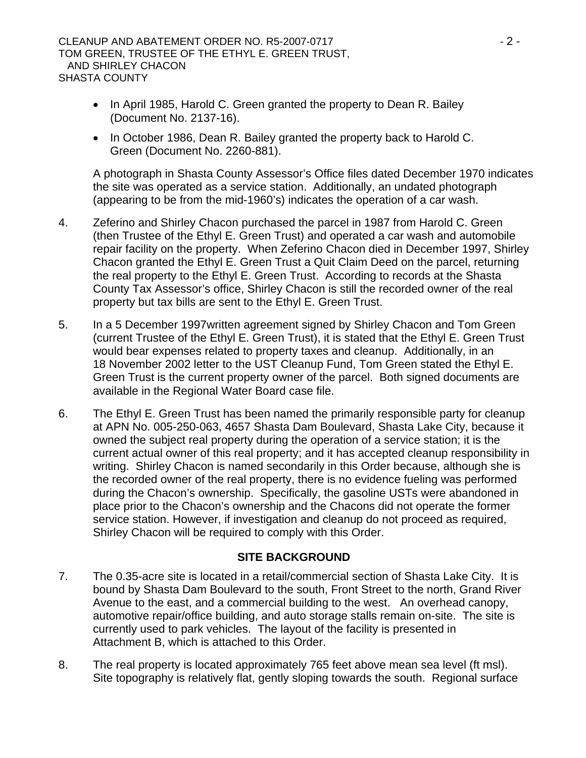- In April 1985, Harold C. Green granted the property to Dean R. Bailey (Document No. 2137-16).
- In October 1986, Dean R. Bailey granted the property back to Harold C. Green (Document No. 2260-881).

A photograph in Shasta County Assessor's Office files dated December 1970 indicates the site was operated as a service station. Additionally, an undated photograph (appearing to be from the mid-1960's) indicates the operation of a car wash.

4. Zeferino and Shirley Chacon purchased the parcel in 1987 from Harold C. Green (then Trustee of the Ethyl E. Green Trust) and operated a car wash and automobile repair facility on the property. When Zeferino Chacon died in December 1997, Shirley Chacon granted the Ethyl E. Green Trust a Quit Claim Deed on the parcel, returning the real property to the Ethyl E. Green Trust. According to records at the Shasta County Tax Assessor's office, Shirley Chacon is still the recorded owner of the real property but tax bills are sent to the Ethyl E. Green Trust.

5. In a 5 December 1997written agreement signed by Shirley Chacon and Tom Green (current Trustee of the Ethyl E. Green Trust), it is stated that the Ethyl E. Green Trust would bear expenses related to property taxes and cleanup. Additionally, in an 18 November 2002 letter to the UST Cleanup Fund, Tom Green stated the Ethyl E. Green Trust is the current property owner of the parcel. Both signed documents are available in the Regional Water Board case file.

6. The Ethyl E. Green Trust has been named the primarily responsible party for cleanup at APN No. 005-250-063, 4657 Shasta Dam Boulevard, Shasta Lake City, because it owned the subject real property during the operation of a service station; it is the current actual owner of this real property; and it has accepted cleanup responsibility in writing. Shirley Chacon is named secondarily in this Order because, although she is the recorded owner of the real property, there is no evidence fueling was performed during the Chacon's ownership. Specifically, the gasoline USTs were abandoned in place prior to the Chacon's ownership and the Chacons did not operate the former service station. However, if investigation and cleanup do not proceed as required, Shirley Chacon will be required to comply with this Order.

## SITE BACKGROUND

7. The 0.35-acre site is located in a retail/commercial section of Shasta Lake City. It is bound by Shasta Dam Boulevard to the south, Front Street to the north, Grand River Avenue to the east, and a commercial building to the west. An overhead canopy, automotive repair/office building, and auto storage stalls remain on-site. The site is currently used to park vehicles. The layout of the facility is presented in Attachment B, which is attached to this Order.

8. The real property is located approximately 765 feet above mean sea level (ft msl). Site topography is relatively flat, gently sloping towards the south. Regional surface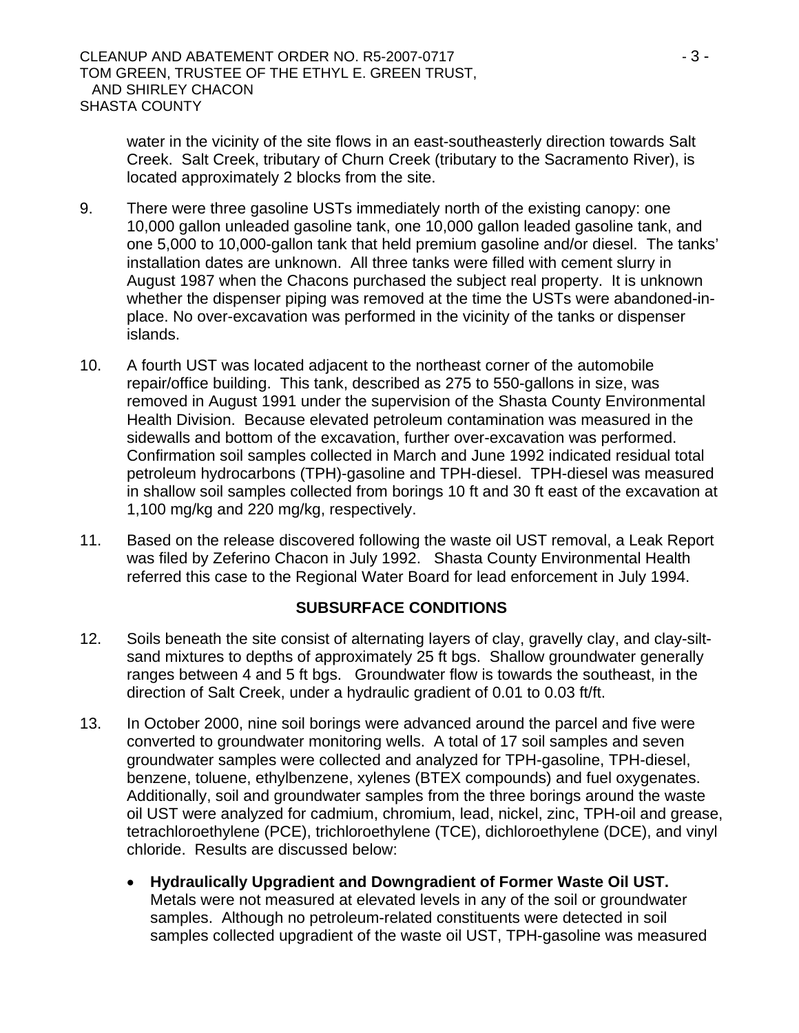water in the vicinity of the site flows in an east-southeasterly direction towards Salt Creek. Salt Creek, tributary of Churn Creek (tributary to the Sacramento River), is located approximately 2 blocks from the site.

9. There were three gasoline USTs immediately north of the existing canopy: one 10,000 gallon unleaded gasoline tank, one 10,000 gallon leaded gasoline tank, and one 5,000 to 10,000-gallon tank that held premium gasoline and/or diesel. The tanks' installation dates are unknown. All three tanks were filled with cement slurry in August 1987 when the Chacons purchased the subject real property. It is unknown whether the dispenser piping was removed at the time the USTs were abandoned-in-place. No over-excavation was performed in the vicinity of the tanks or dispenser islands.

10. A fourth UST was located adjacent to the northeast corner of the automobile repair/office building. This tank, described as 275 to 550-gallons in size, was removed in August 1991 under the supervision of the Shasta County Environmental Health Division. Because elevated petroleum contamination was measured in the sidewalls and bottom of the excavation, further over-excavation was performed. Confirmation soil samples collected in March and June 1992 indicated residual total petroleum hydrocarbons (TPH)-gasoline and TPH-diesel. TPH-diesel was measured in shallow soil samples collected from borings 10 ft and 30 ft east of the excavation at 1,100 mg/kg and 220 mg/kg, respectively.

11. Based on the release discovered following the waste oil UST removal, a Leak Report was filed by Zeferino Chacon in July 1992. Shasta County Environmental Health referred this case to the Regional Water Board for lead enforcement in July 1994.

## SUBSURFACE CONDITIONS

12. Soils beneath the site consist of alternating layers of clay, gravelly clay, and clay-silt-sand mixtures to depths of approximately 25 ft bgs. Shallow groundwater generally ranges between 4 and 5 ft bgs. Groundwater flow is towards the southeast, in the direction of Salt Creek, under a hydraulic gradient of 0.01 to 0.03 ft/ft.

13. In October 2000, nine soil borings were advanced around the parcel and five were converted to groundwater monitoring wells. A total of 17 soil samples and seven groundwater samples were collected and analyzed for TPH-gasoline, TPH-diesel, benzene, toluene, ethylbenzene, xylenes (BTEX compounds) and fuel oxygenates. Additionally, soil and groundwater samples from the three borings around the waste oil UST were analyzed for cadmium, chromium, lead, nickel, zinc, TPH-oil and grease, tetrachloroethylene (PCE), trichloroethylene (TCE), dichloroethylene (DCE), and vinyl chloride. Results are discussed below:

   - **Hydraulically Upgradient and Downgradient of Former Waste Oil UST.** Metals were not measured at elevated levels in any of the soil or groundwater samples. Although no petroleum-related constituents were detected in soil samples collected upgradient of the waste oil UST, TPH-gasoline was measured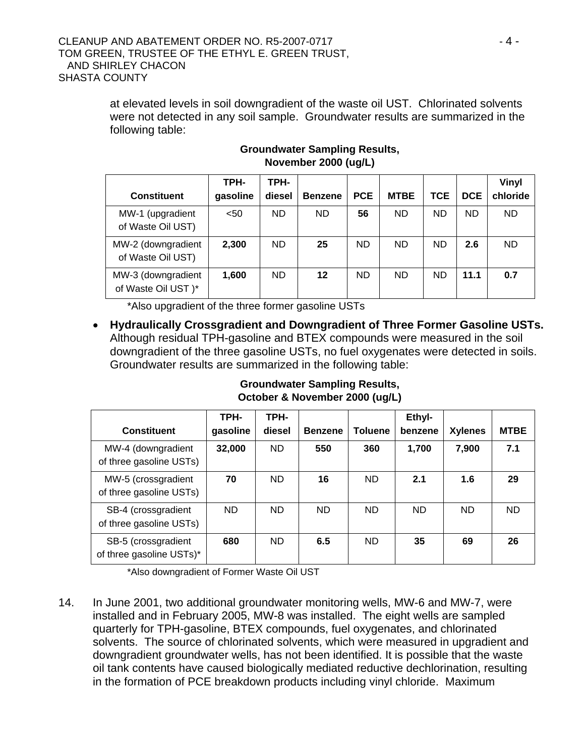at elevated levels in soil downgradient of the waste oil UST. Chlorinated solvents were not detected in any soil sample. Groundwater results are summarized in the following table:

**Groundwater Sampling Results, November 2000 (ug/L)**

| Constituent | TPH-gasoline | TPH-diesel | Benzene | PCE | MTBE | TCE | DCE | Vinyl chloride |
|---|---|---|---|---|---|---|---|---|
| MW-1 (upgradient of Waste Oil UST) | <50 | ND | ND | **56** | ND | ND | ND | ND |
| MW-2 (downgradient of Waste Oil UST) | **2,300** | ND | **25** | ND | ND | ND | **2.6** | ND |
| MW-3 (downgradient of Waste Oil UST )* | **1,600** | ND | **12** | ND | ND | ND | **11.1** | **0.7** |

*Also upgradient of the three former gasoline USTs

- **Hydraulically Crossgradient and Downgradient of Three Former Gasoline USTs.** Although residual TPH-gasoline and BTEX compounds were measured in the soil downgradient of the three gasoline USTs, no fuel oxygenates were detected in soils. Groundwater results are summarized in the following table:

**Groundwater Sampling Results, October & November 2000 (ug/L)**

| Constituent | TPH-gasoline | TPH-diesel | Benzene | Toluene | Ethyl-benzene | Xylenes | MTBE |
|---|---|---|---|---|---|---|---|
| MW-4 (downgradient of three gasoline USTs) | **32,000** | ND | **550** | **360** | **1,700** | **7,900** | **7.1** |
| MW-5 (crossgradient of three gasoline USTs) | **70** | ND | **16** | ND | **2.1** | **1.6** | **29** |
| SB-4 (crossgradient of three gasoline USTs) | ND | ND | ND | ND | ND | ND | ND |
| SB-5 (crossgradient of three gasoline USTs)* | **680** | ND | **6.5** | ND | **35** | **69** | **26** |

*Also downgradient of Former Waste Oil UST

14. In June 2001, two additional groundwater monitoring wells, MW-6 and MW-7, were installed and in February 2005, MW-8 was installed. The eight wells are sampled quarterly for TPH-gasoline, BTEX compounds, fuel oxygenates, and chlorinated solvents. The source of chlorinated solvents, which were measured in upgradient and downgradient groundwater wells, has not been identified. It is possible that the waste oil tank contents have caused biologically mediated reductive dechlorination, resulting in the formation of PCE breakdown products including vinyl chloride. Maximum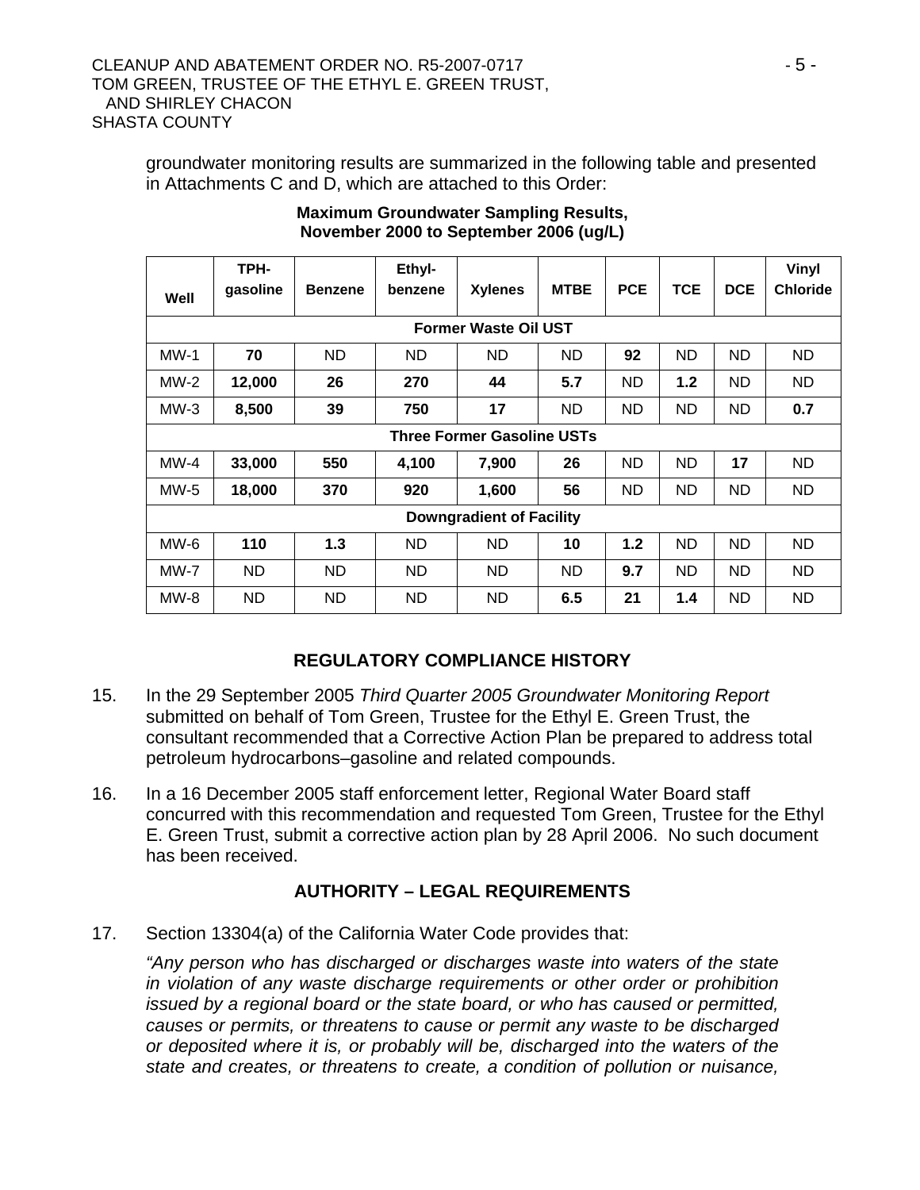groundwater monitoring results are summarized in the following table and presented in Attachments C and D, which are attached to this Order:

**Maximum Groundwater Sampling Results, November 2000 to September 2006 (ug/L)**

| Well | TPH-gasoline | Benzene | Ethyl-benzene | Xylenes | MTBE | PCE | TCE | DCE | Vinyl Chloride |
|---|---|---|---|---|---|---|---|---|---|
| **Former Waste Oil UST** | | | | | | | | | |
| MW-1 | **70** | ND | ND | ND | ND | **92** | ND | ND | ND |
| MW-2 | **12,000** | **26** | **270** | **44** | **5.7** | ND | **1.2** | ND | ND |
| MW-3 | **8,500** | **39** | **750** | **17** | ND | ND | ND | ND | **0.7** |
| **Three Former Gasoline USTs** | | | | | | | | | |
| MW-4 | **33,000** | **550** | **4,100** | **7,900** | **26** | ND | ND | **17** | ND |
| MW-5 | **18,000** | **370** | **920** | **1,600** | **56** | ND | ND | ND | ND |
| **Downgradient of Facility** | | | | | | | | | |
| MW-6 | **110** | **1.3** | ND | ND | **10** | **1.2** | ND | ND | ND |
| MW-7 | ND | ND | ND | ND | ND | **9.7** | ND | ND | ND |
| MW-8 | ND | ND | ND | ND | **6.5** | **21** | **1.4** | ND | ND |

## REGULATORY COMPLIANCE HISTORY

15. In the 29 September 2005 *Third Quarter 2005 Groundwater Monitoring Report* submitted on behalf of Tom Green, Trustee for the Ethyl E. Green Trust, the consultant recommended that a Corrective Action Plan be prepared to address total petroleum hydrocarbons–gasoline and related compounds.

16. In a 16 December 2005 staff enforcement letter, Regional Water Board staff concurred with this recommendation and requested Tom Green, Trustee for the Ethyl E. Green Trust, submit a corrective action plan by 28 April 2006. No such document has been received.

## AUTHORITY – LEGAL REQUIREMENTS

17. Section 13304(a) of the California Water Code provides that:

    *"Any person who has discharged or discharges waste into waters of the state in violation of any waste discharge requirements or other order or prohibition issued by a regional board or the state board, or who has caused or permitted, causes or permits, or threatens to cause or permit any waste to be discharged or deposited where it is, or probably will be, discharged into the waters of the state and creates, or threatens to create, a condition of pollution or nuisance,*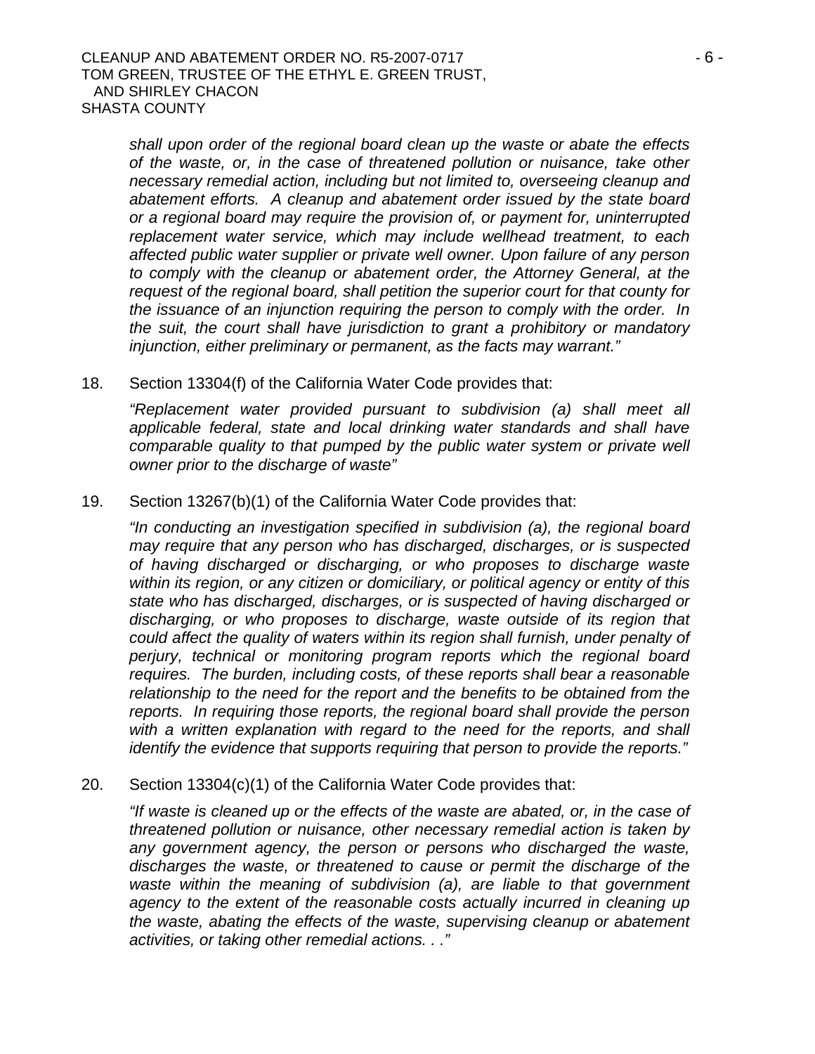*shall upon order of the regional board clean up the waste or abate the effects of the waste, or, in the case of threatened pollution or nuisance, take other necessary remedial action, including but not limited to, overseeing cleanup and abatement efforts. A cleanup and abatement order issued by the state board or a regional board may require the provision of, or payment for, uninterrupted replacement water service, which may include wellhead treatment, to each affected public water supplier or private well owner. Upon failure of any person to comply with the cleanup or abatement order, the Attorney General, at the request of the regional board, shall petition the superior court for that county for the issuance of an injunction requiring the person to comply with the order. In the suit, the court shall have jurisdiction to grant a prohibitory or mandatory injunction, either preliminary or permanent, as the facts may warrant."*

18. Section 13304(f) of the California Water Code provides that:

    *"Replacement water provided pursuant to subdivision (a) shall meet all applicable federal, state and local drinking water standards and shall have comparable quality to that pumped by the public water system or private well owner prior to the discharge of waste"*

19. Section 13267(b)(1) of the California Water Code provides that:

    *"In conducting an investigation specified in subdivision (a), the regional board may require that any person who has discharged, discharges, or is suspected of having discharged or discharging, or who proposes to discharge waste within its region, or any citizen or domiciliary, or political agency or entity of this state who has discharged, discharges, or is suspected of having discharged or discharging, or who proposes to discharge, waste outside of its region that could affect the quality of waters within its region shall furnish, under penalty of perjury, technical or monitoring program reports which the regional board requires. The burden, including costs, of these reports shall bear a reasonable relationship to the need for the report and the benefits to be obtained from the reports. In requiring those reports, the regional board shall provide the person with a written explanation with regard to the need for the reports, and shall identify the evidence that supports requiring that person to provide the reports."*

20. Section 13304(c)(1) of the California Water Code provides that:

    *"If waste is cleaned up or the effects of the waste are abated, or, in the case of threatened pollution or nuisance, other necessary remedial action is taken by any government agency, the person or persons who discharged the waste, discharges the waste, or threatened to cause or permit the discharge of the waste within the meaning of subdivision (a), are liable to that government agency to the extent of the reasonable costs actually incurred in cleaning up the waste, abating the effects of the waste, supervising cleanup or abatement activities, or taking other remedial actions. . ."*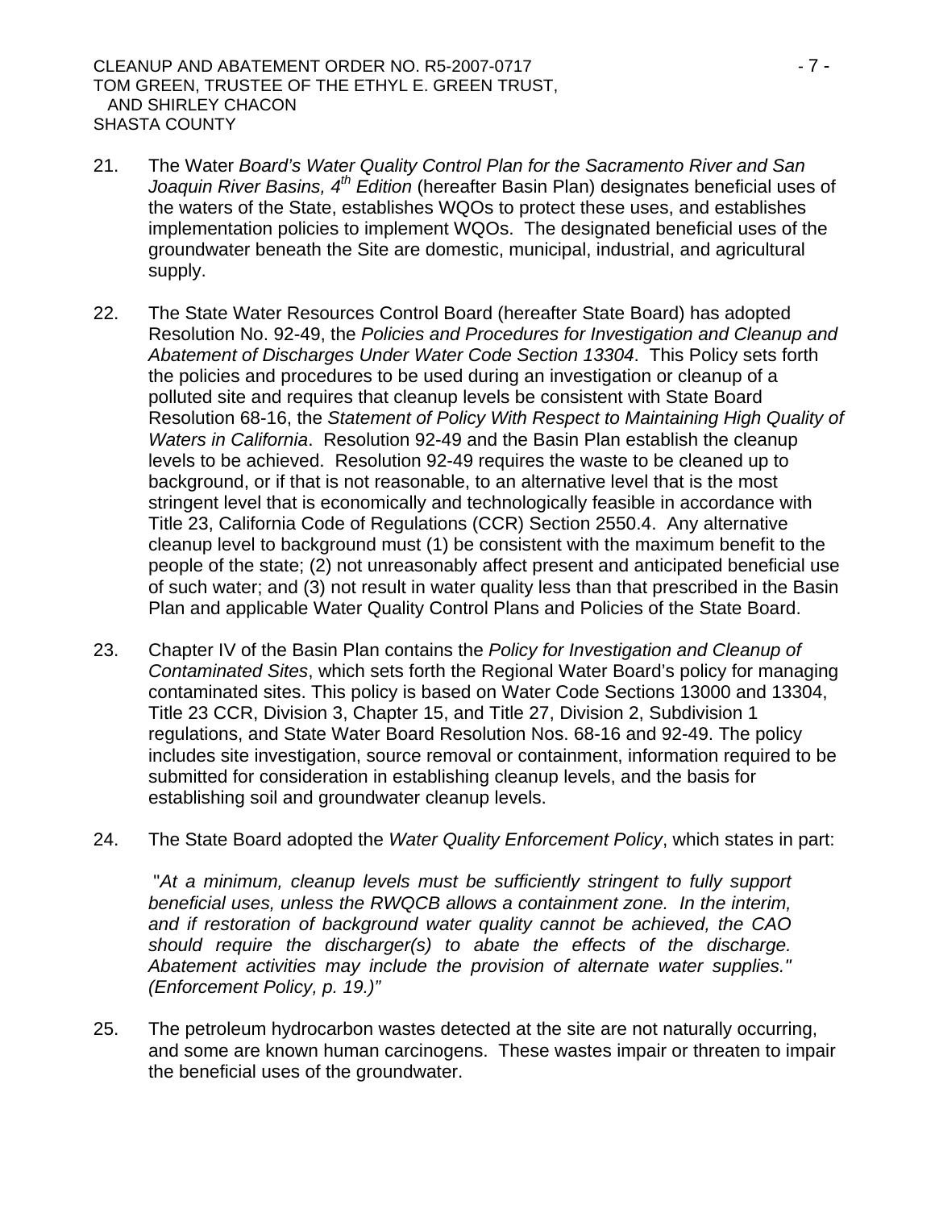21. The Water *Board's Water Quality Control Plan for the Sacramento River and San Joaquin River Basins, 4th Edition* (hereafter Basin Plan) designates beneficial uses of the waters of the State, establishes WQOs to protect these uses, and establishes implementation policies to implement WQOs. The designated beneficial uses of the groundwater beneath the Site are domestic, municipal, industrial, and agricultural supply.

22. The State Water Resources Control Board (hereafter State Board) has adopted Resolution No. 92-49, the *Policies and Procedures for Investigation and Cleanup and Abatement of Discharges Under Water Code Section 13304*. This Policy sets forth the policies and procedures to be used during an investigation or cleanup of a polluted site and requires that cleanup levels be consistent with State Board Resolution 68-16, the *Statement of Policy With Respect to Maintaining High Quality of Waters in California*. Resolution 92-49 and the Basin Plan establish the cleanup levels to be achieved. Resolution 92-49 requires the waste to be cleaned up to background, or if that is not reasonable, to an alternative level that is the most stringent level that is economically and technologically feasible in accordance with Title 23, California Code of Regulations (CCR) Section 2550.4. Any alternative cleanup level to background must (1) be consistent with the maximum benefit to the people of the state; (2) not unreasonably affect present and anticipated beneficial use of such water; and (3) not result in water quality less than that prescribed in the Basin Plan and applicable Water Quality Control Plans and Policies of the State Board.

23. Chapter IV of the Basin Plan contains the *Policy for Investigation and Cleanup of Contaminated Sites*, which sets forth the Regional Water Board's policy for managing contaminated sites. This policy is based on Water Code Sections 13000 and 13304, Title 23 CCR, Division 3, Chapter 15, and Title 27, Division 2, Subdivision 1 regulations, and State Water Board Resolution Nos. 68-16 and 92-49. The policy includes site investigation, source removal or containment, information required to be submitted for consideration in establishing cleanup levels, and the basis for establishing soil and groundwater cleanup levels.

24. The State Board adopted the *Water Quality Enforcement Policy*, which states in part:

    "*At a minimum, cleanup levels must be sufficiently stringent to fully support beneficial uses, unless the RWQCB allows a containment zone. In the interim, and if restoration of background water quality cannot be achieved, the CAO should require the discharger(s) to abate the effects of the discharge. Abatement activities may include the provision of alternate water supplies." (Enforcement Policy, p. 19.)"*

25. The petroleum hydrocarbon wastes detected at the site are not naturally occurring, and some are known human carcinogens. These wastes impair or threaten to impair the beneficial uses of the groundwater.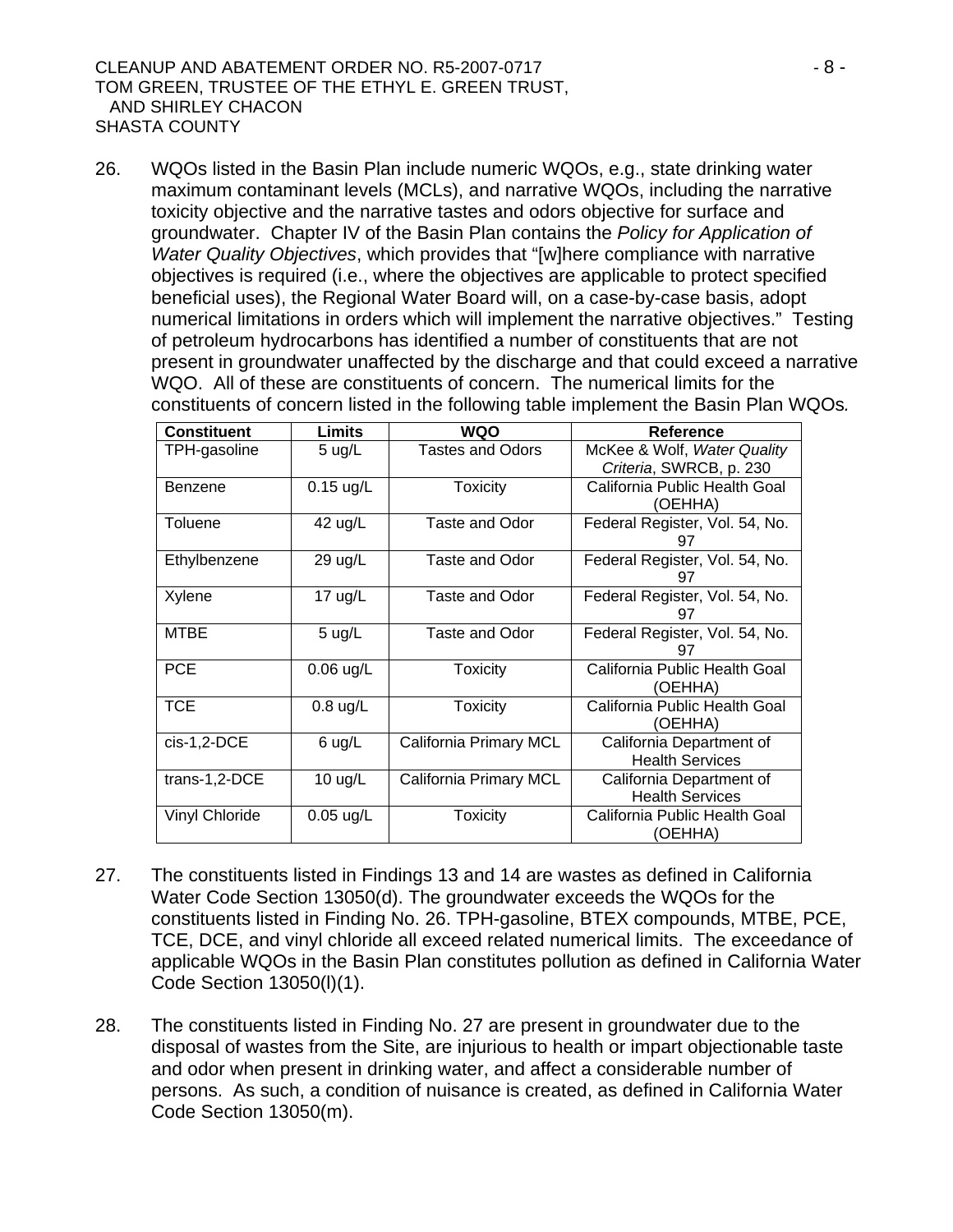26. WQOs listed in the Basin Plan include numeric WQOs, e.g., state drinking water maximum contaminant levels (MCLs), and narrative WQOs, including the narrative toxicity objective and the narrative tastes and odors objective for surface and groundwater. Chapter IV of the Basin Plan contains the *Policy for Application of Water Quality Objectives*, which provides that "[w]here compliance with narrative objectives is required (i.e., where the objectives are applicable to protect specified beneficial uses), the Regional Water Board will, on a case-by-case basis, adopt numerical limitations in orders which will implement the narrative objectives." Testing of petroleum hydrocarbons has identified a number of constituents that are not present in groundwater unaffected by the discharge and that could exceed a narrative WQO. All of these are constituents of concern. The numerical limits for the constituents of concern listed in the following table implement the Basin Plan WQOs.

| Constituent | Limits | WQO | Reference |
|---|---|---|---|
| TPH-gasoline | 5 ug/L | Tastes and Odors | McKee & Wolf, *Water Quality Criteria*, SWRCB, p. 230 |
| Benzene | 0.15 ug/L | Toxicity | California Public Health Goal (OEHHA) |
| Toluene | 42 ug/L | Taste and Odor | Federal Register, Vol. 54, No. 97 |
| Ethylbenzene | 29 ug/L | Taste and Odor | Federal Register, Vol. 54, No. 97 |
| Xylene | 17 ug/L | Taste and Odor | Federal Register, Vol. 54, No. 97 |
| MTBE | 5 ug/L | Taste and Odor | Federal Register, Vol. 54, No. 97 |
| PCE | 0.06 ug/L | Toxicity | California Public Health Goal (OEHHA) |
| TCE | 0.8 ug/L | Toxicity | California Public Health Goal (OEHHA) |
| cis-1,2-DCE | 6 ug/L | California Primary MCL | California Department of Health Services |
| trans-1,2-DCE | 10 ug/L | California Primary MCL | California Department of Health Services |
| Vinyl Chloride | 0.05 ug/L | Toxicity | California Public Health Goal (OEHHA) |

27. The constituents listed in Findings 13 and 14 are wastes as defined in California Water Code Section 13050(d). The groundwater exceeds the WQOs for the constituents listed in Finding No. 26. TPH-gasoline, BTEX compounds, MTBE, PCE, TCE, DCE, and vinyl chloride all exceed related numerical limits. The exceedance of applicable WQOs in the Basin Plan constitutes pollution as defined in California Water Code Section 13050(l)(1).

28. The constituents listed in Finding No. 27 are present in groundwater due to the disposal of wastes from the Site, are injurious to health or impart objectionable taste and odor when present in drinking water, and affect a considerable number of persons. As such, a condition of nuisance is created, as defined in California Water Code Section 13050(m).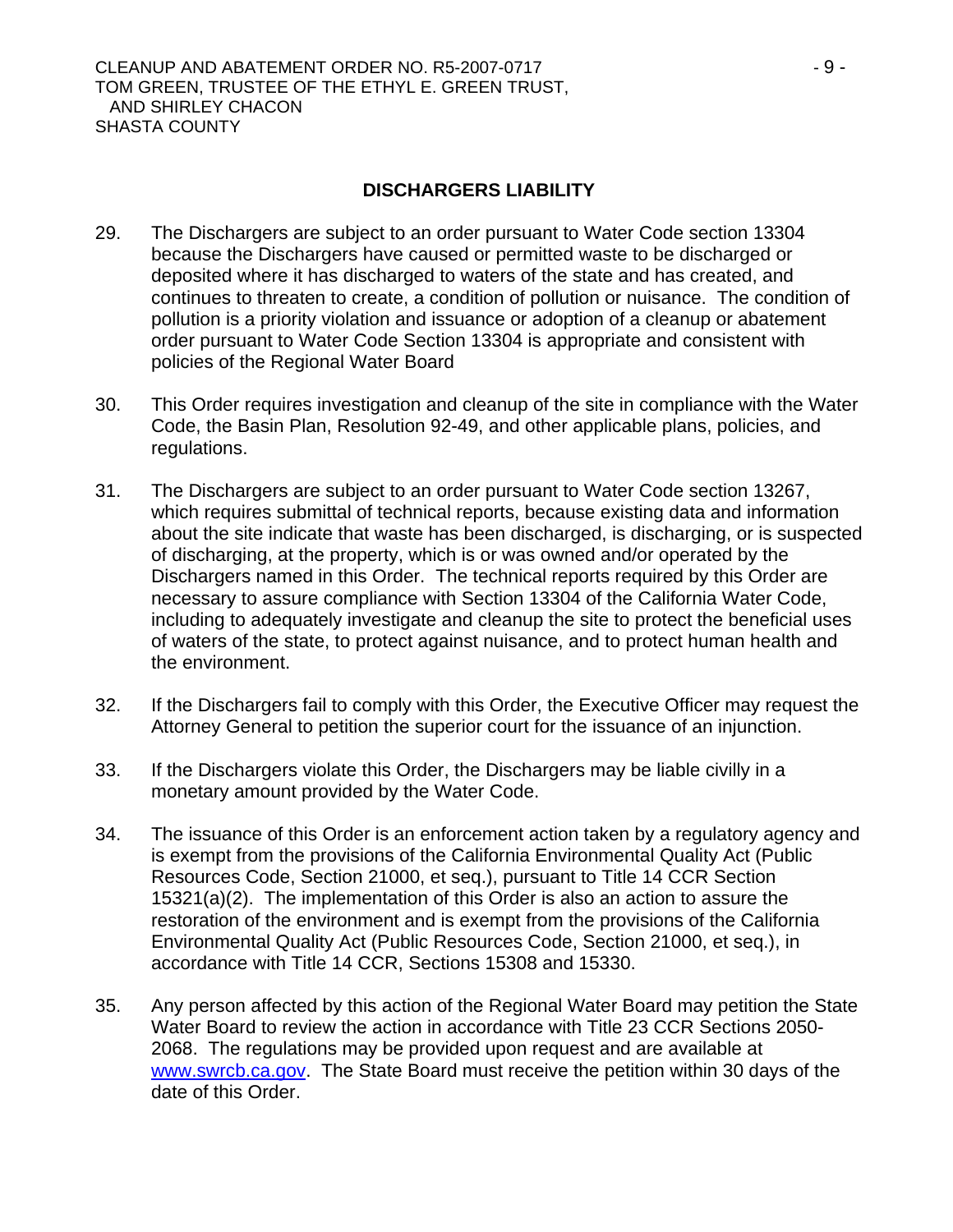## DISCHARGERS LIABILITY

29. The Dischargers are subject to an order pursuant to Water Code section 13304 because the Dischargers have caused or permitted waste to be discharged or deposited where it has discharged to waters of the state and has created, and continues to threaten to create, a condition of pollution or nuisance. The condition of pollution is a priority violation and issuance or adoption of a cleanup or abatement order pursuant to Water Code Section 13304 is appropriate and consistent with policies of the Regional Water Board

30. This Order requires investigation and cleanup of the site in compliance with the Water Code, the Basin Plan, Resolution 92-49, and other applicable plans, policies, and regulations.

31. The Dischargers are subject to an order pursuant to Water Code section 13267, which requires submittal of technical reports, because existing data and information about the site indicate that waste has been discharged, is discharging, or is suspected of discharging, at the property, which is or was owned and/or operated by the Dischargers named in this Order. The technical reports required by this Order are necessary to assure compliance with Section 13304 of the California Water Code, including to adequately investigate and cleanup the site to protect the beneficial uses of waters of the state, to protect against nuisance, and to protect human health and the environment.

32. If the Dischargers fail to comply with this Order, the Executive Officer may request the Attorney General to petition the superior court for the issuance of an injunction.

33. If the Dischargers violate this Order, the Dischargers may be liable civilly in a monetary amount provided by the Water Code.

34. The issuance of this Order is an enforcement action taken by a regulatory agency and is exempt from the provisions of the California Environmental Quality Act (Public Resources Code, Section 21000, et seq.), pursuant to Title 14 CCR Section 15321(a)(2). The implementation of this Order is also an action to assure the restoration of the environment and is exempt from the provisions of the California Environmental Quality Act (Public Resources Code, Section 21000, et seq.), in accordance with Title 14 CCR, Sections 15308 and 15330.

35. Any person affected by this action of the Regional Water Board may petition the State Water Board to review the action in accordance with Title 23 CCR Sections 2050-2068. The regulations may be provided upon request and are available at [www.swrcb.ca.gov](http://www.swrcb.ca.gov). The State Board must receive the petition within 30 days of the date of this Order.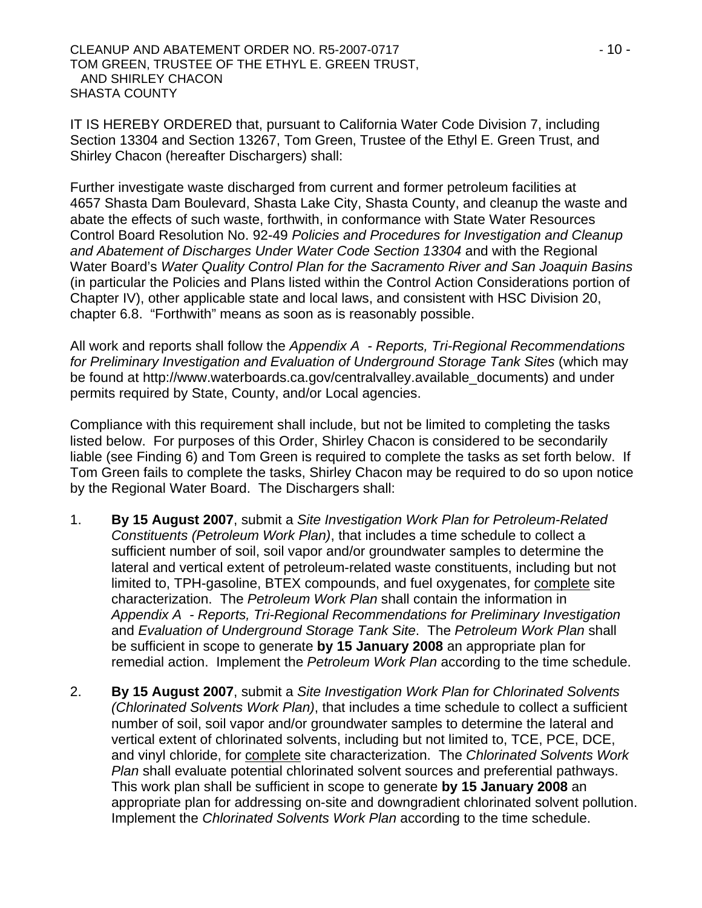IT IS HEREBY ORDERED that, pursuant to California Water Code Division 7, including Section 13304 and Section 13267, Tom Green, Trustee of the Ethyl E. Green Trust, and Shirley Chacon (hereafter Dischargers) shall:

Further investigate waste discharged from current and former petroleum facilities at 4657 Shasta Dam Boulevard, Shasta Lake City, Shasta County, and cleanup the waste and abate the effects of such waste, forthwith, in conformance with State Water Resources Control Board Resolution No. 92-49 *Policies and Procedures for Investigation and Cleanup and Abatement of Discharges Under Water Code Section 13304* and with the Regional Water Board's *Water Quality Control Plan for the Sacramento River and San Joaquin Basins* (in particular the Policies and Plans listed within the Control Action Considerations portion of Chapter IV), other applicable state and local laws, and consistent with HSC Division 20, chapter 6.8. "Forthwith" means as soon as is reasonably possible.

All work and reports shall follow the *Appendix A - Reports, Tri-Regional Recommendations for Preliminary Investigation and Evaluation of Underground Storage Tank Sites* (which may be found at http://www.waterboards.ca.gov/centralvalley.available_documents) and under permits required by State, County, and/or Local agencies.

Compliance with this requirement shall include, but not be limited to completing the tasks listed below. For purposes of this Order, Shirley Chacon is considered to be secondarily liable (see Finding 6) and Tom Green is required to complete the tasks as set forth below. If Tom Green fails to complete the tasks, Shirley Chacon may be required to do so upon notice by the Regional Water Board. The Dischargers shall:

1. **By 15 August 2007**, submit a *Site Investigation Work Plan for Petroleum-Related Constituents (Petroleum Work Plan)*, that includes a time schedule to collect a sufficient number of soil, soil vapor and/or groundwater samples to determine the lateral and vertical extent of petroleum-related waste constituents, including but not limited to, TPH-gasoline, BTEX compounds, and fuel oxygenates, for <u>complete</u> site characterization. The *Petroleum Work Plan* shall contain the information in *Appendix A - Reports, Tri-Regional Recommendations for Preliminary Investigation* and *Evaluation of Underground Storage Tank Site*. The *Petroleum Work Plan* shall be sufficient in scope to generate **by 15 January 2008** an appropriate plan for remedial action. Implement the *Petroleum Work Plan* according to the time schedule.

2. **By 15 August 2007**, submit a *Site Investigation Work Plan for Chlorinated Solvents (Chlorinated Solvents Work Plan)*, that includes a time schedule to collect a sufficient number of soil, soil vapor and/or groundwater samples to determine the lateral and vertical extent of chlorinated solvents, including but not limited to, TCE, PCE, DCE, and vinyl chloride, for <u>complete</u> site characterization. The *Chlorinated Solvents Work Plan* shall evaluate potential chlorinated solvent sources and preferential pathways. This work plan shall be sufficient in scope to generate **by 15 January 2008** an appropriate plan for addressing on-site and downgradient chlorinated solvent pollution. Implement the *Chlorinated Solvents Work Plan* according to the time schedule.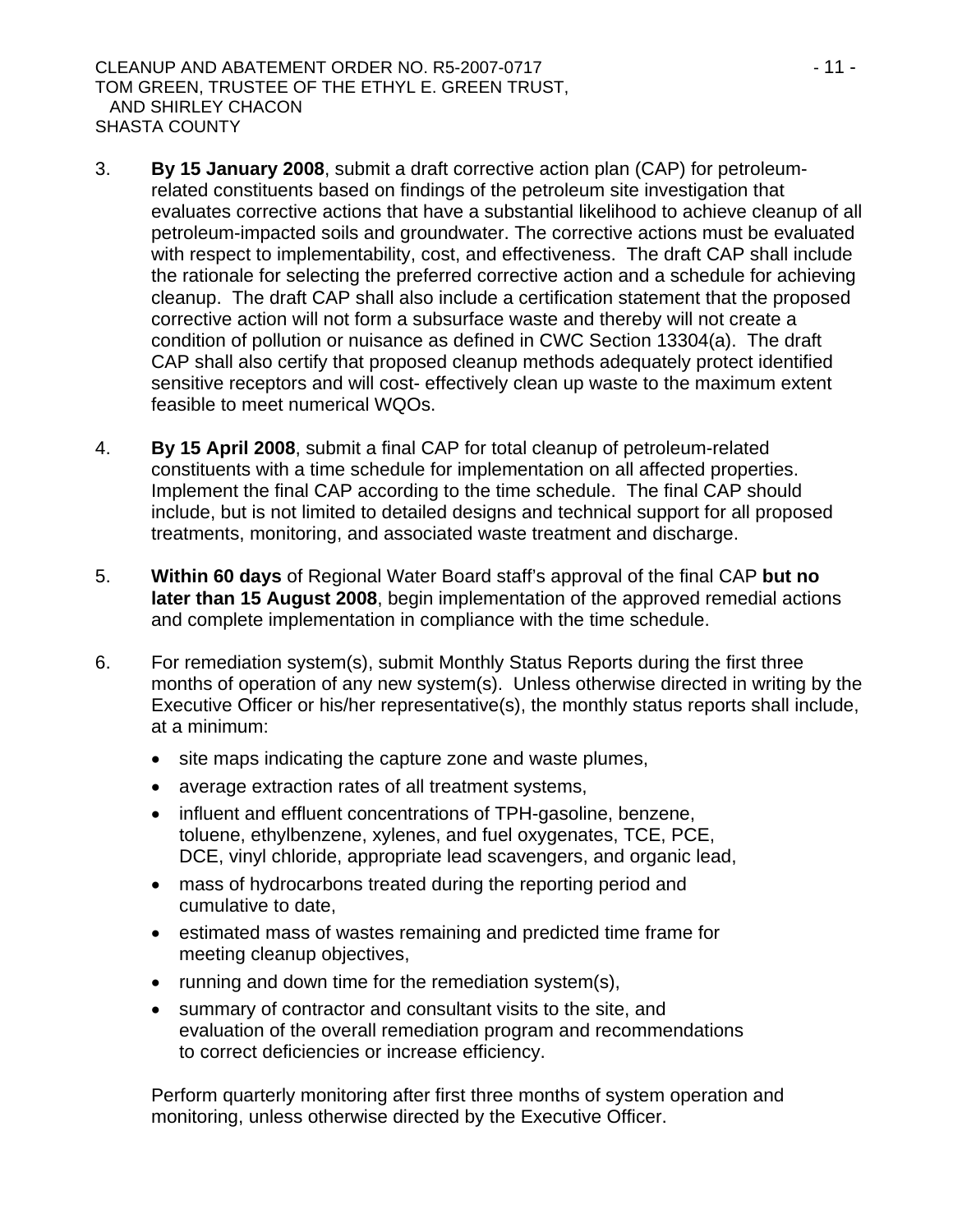3. **By 15 January 2008**, submit a draft corrective action plan (CAP) for petroleum-related constituents based on findings of the petroleum site investigation that evaluates corrective actions that have a substantial likelihood to achieve cleanup of all petroleum-impacted soils and groundwater. The corrective actions must be evaluated with respect to implementability, cost, and effectiveness. The draft CAP shall include the rationale for selecting the preferred corrective action and a schedule for achieving cleanup. The draft CAP shall also include a certification statement that the proposed corrective action will not form a subsurface waste and thereby will not create a condition of pollution or nuisance as defined in CWC Section 13304(a). The draft CAP shall also certify that proposed cleanup methods adequately protect identified sensitive receptors and will cost- effectively clean up waste to the maximum extent feasible to meet numerical WQOs.

4. **By 15 April 2008**, submit a final CAP for total cleanup of petroleum-related constituents with a time schedule for implementation on all affected properties. Implement the final CAP according to the time schedule. The final CAP should include, but is not limited to detailed designs and technical support for all proposed treatments, monitoring, and associated waste treatment and discharge.

5. **Within 60 days** of Regional Water Board staff's approval of the final CAP **but no later than 15 August 2008**, begin implementation of the approved remedial actions and complete implementation in compliance with the time schedule.

6. For remediation system(s), submit Monthly Status Reports during the first three months of operation of any new system(s). Unless otherwise directed in writing by the Executive Officer or his/her representative(s), the monthly status reports shall include, at a minimum:

   - site maps indicating the capture zone and waste plumes,
   - average extraction rates of all treatment systems,
   - influent and effluent concentrations of TPH-gasoline, benzene, toluene, ethylbenzene, xylenes, and fuel oxygenates, TCE, PCE, DCE, vinyl chloride, appropriate lead scavengers, and organic lead,
   - mass of hydrocarbons treated during the reporting period and cumulative to date,
   - estimated mass of wastes remaining and predicted time frame for meeting cleanup objectives,
   - running and down time for the remediation system(s),
   - summary of contractor and consultant visits to the site, and evaluation of the overall remediation program and recommendations to correct deficiencies or increase efficiency.

   Perform quarterly monitoring after first three months of system operation and monitoring, unless otherwise directed by the Executive Officer.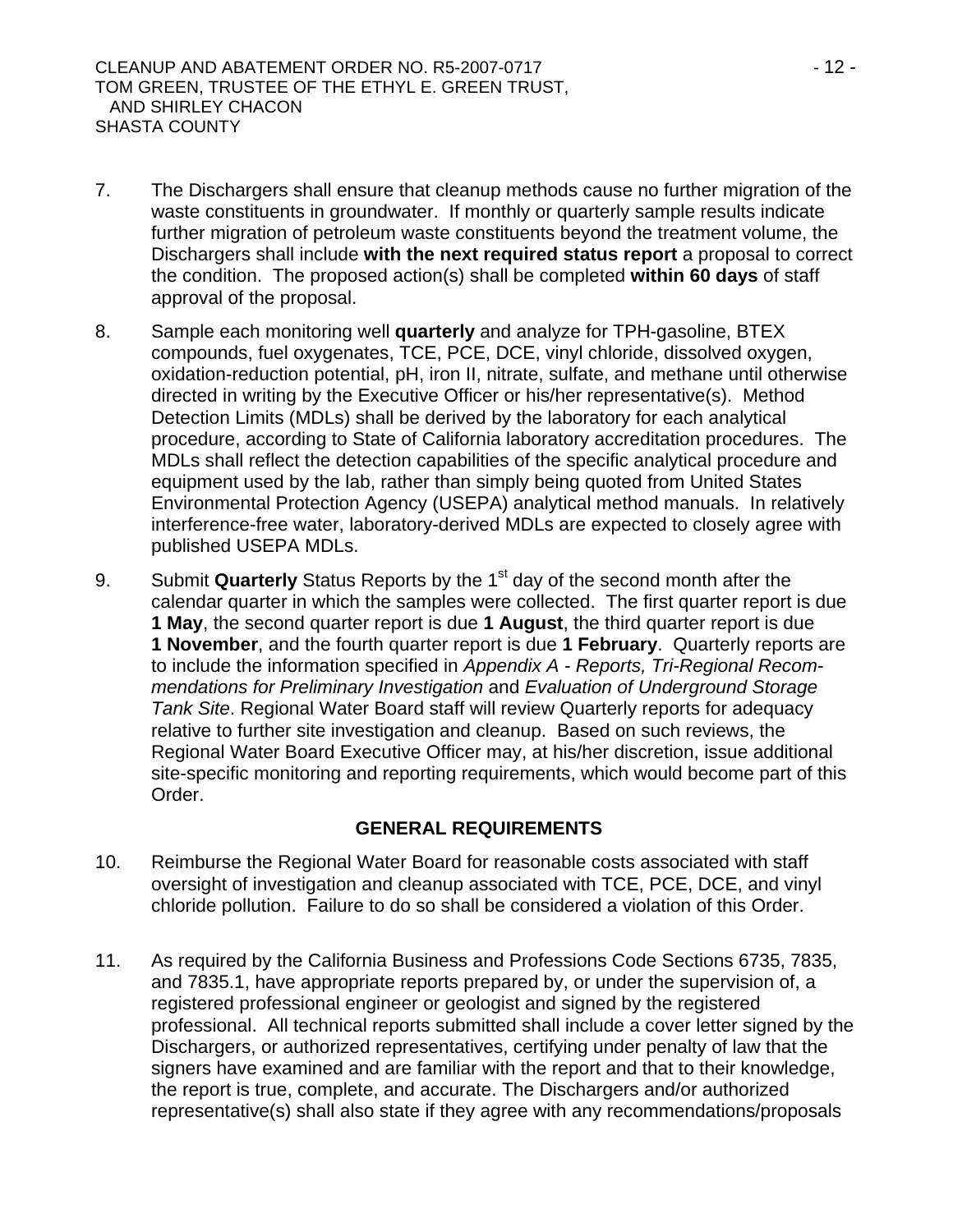7. The Dischargers shall ensure that cleanup methods cause no further migration of the waste constituents in groundwater. If monthly or quarterly sample results indicate further migration of petroleum waste constituents beyond the treatment volume, the Dischargers shall include **with the next required status report** a proposal to correct the condition. The proposed action(s) shall be completed **within 60 days** of staff approval of the proposal.

8. Sample each monitoring well **quarterly** and analyze for TPH-gasoline, BTEX compounds, fuel oxygenates, TCE, PCE, DCE, vinyl chloride, dissolved oxygen, oxidation-reduction potential, pH, iron II, nitrate, sulfate, and methane until otherwise directed in writing by the Executive Officer or his/her representative(s). Method Detection Limits (MDLs) shall be derived by the laboratory for each analytical procedure, according to State of California laboratory accreditation procedures. The MDLs shall reflect the detection capabilities of the specific analytical procedure and equipment used by the lab, rather than simply being quoted from United States Environmental Protection Agency (USEPA) analytical method manuals. In relatively interference-free water, laboratory-derived MDLs are expected to closely agree with published USEPA MDLs.

9. Submit **Quarterly** Status Reports by the 1st day of the second month after the calendar quarter in which the samples were collected. The first quarter report is due **1 May**, the second quarter report is due **1 August**, the third quarter report is due **1 November**, and the fourth quarter report is due **1 February**. Quarterly reports are to include the information specified in *Appendix A - Reports, Tri-Regional Recommendations for Preliminary Investigation* and *Evaluation of Underground Storage Tank Site*. Regional Water Board staff will review Quarterly reports for adequacy relative to further site investigation and cleanup. Based on such reviews, the Regional Water Board Executive Officer may, at his/her discretion, issue additional site-specific monitoring and reporting requirements, which would become part of this Order.

## GENERAL REQUIREMENTS

10. Reimburse the Regional Water Board for reasonable costs associated with staff oversight of investigation and cleanup associated with TCE, PCE, DCE, and vinyl chloride pollution. Failure to do so shall be considered a violation of this Order.

11. As required by the California Business and Professions Code Sections 6735, 7835, and 7835.1, have appropriate reports prepared by, or under the supervision of, a registered professional engineer or geologist and signed by the registered professional. All technical reports submitted shall include a cover letter signed by the Dischargers, or authorized representatives, certifying under penalty of law that the signers have examined and are familiar with the report and that to their knowledge, the report is true, complete, and accurate. The Dischargers and/or authorized representative(s) shall also state if they agree with any recommendations/proposals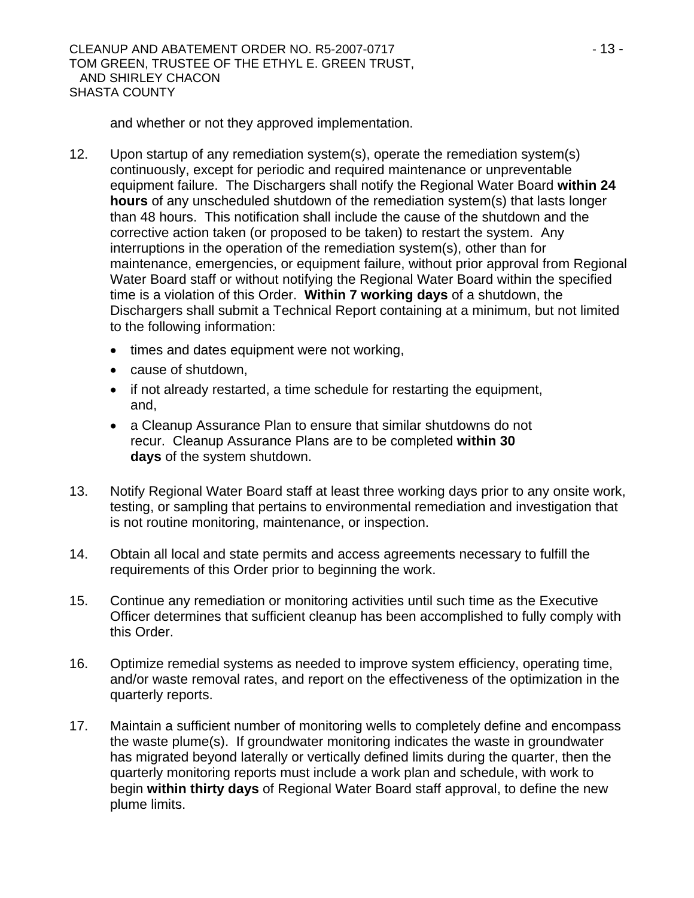and whether or not they approved implementation.

12. Upon startup of any remediation system(s), operate the remediation system(s) continuously, except for periodic and required maintenance or unpreventable equipment failure. The Dischargers shall notify the Regional Water Board **within 24 hours** of any unscheduled shutdown of the remediation system(s) that lasts longer than 48 hours. This notification shall include the cause of the shutdown and the corrective action taken (or proposed to be taken) to restart the system. Any interruptions in the operation of the remediation system(s), other than for maintenance, emergencies, or equipment failure, without prior approval from Regional Water Board staff or without notifying the Regional Water Board within the specified time is a violation of this Order. **Within 7 working days** of a shutdown, the Dischargers shall submit a Technical Report containing at a minimum, but not limited to the following information:

    - times and dates equipment were not working,
    - cause of shutdown,
    - if not already restarted, a time schedule for restarting the equipment, and,
    - a Cleanup Assurance Plan to ensure that similar shutdowns do not recur. Cleanup Assurance Plans are to be completed **within 30 days** of the system shutdown.

13. Notify Regional Water Board staff at least three working days prior to any onsite work, testing, or sampling that pertains to environmental remediation and investigation that is not routine monitoring, maintenance, or inspection.

14. Obtain all local and state permits and access agreements necessary to fulfill the requirements of this Order prior to beginning the work.

15. Continue any remediation or monitoring activities until such time as the Executive Officer determines that sufficient cleanup has been accomplished to fully comply with this Order.

16. Optimize remedial systems as needed to improve system efficiency, operating time, and/or waste removal rates, and report on the effectiveness of the optimization in the quarterly reports.

17. Maintain a sufficient number of monitoring wells to completely define and encompass the waste plume(s). If groundwater monitoring indicates the waste in groundwater has migrated beyond laterally or vertically defined limits during the quarter, then the quarterly monitoring reports must include a work plan and schedule, with work to begin **within thirty days** of Regional Water Board staff approval, to define the new plume limits.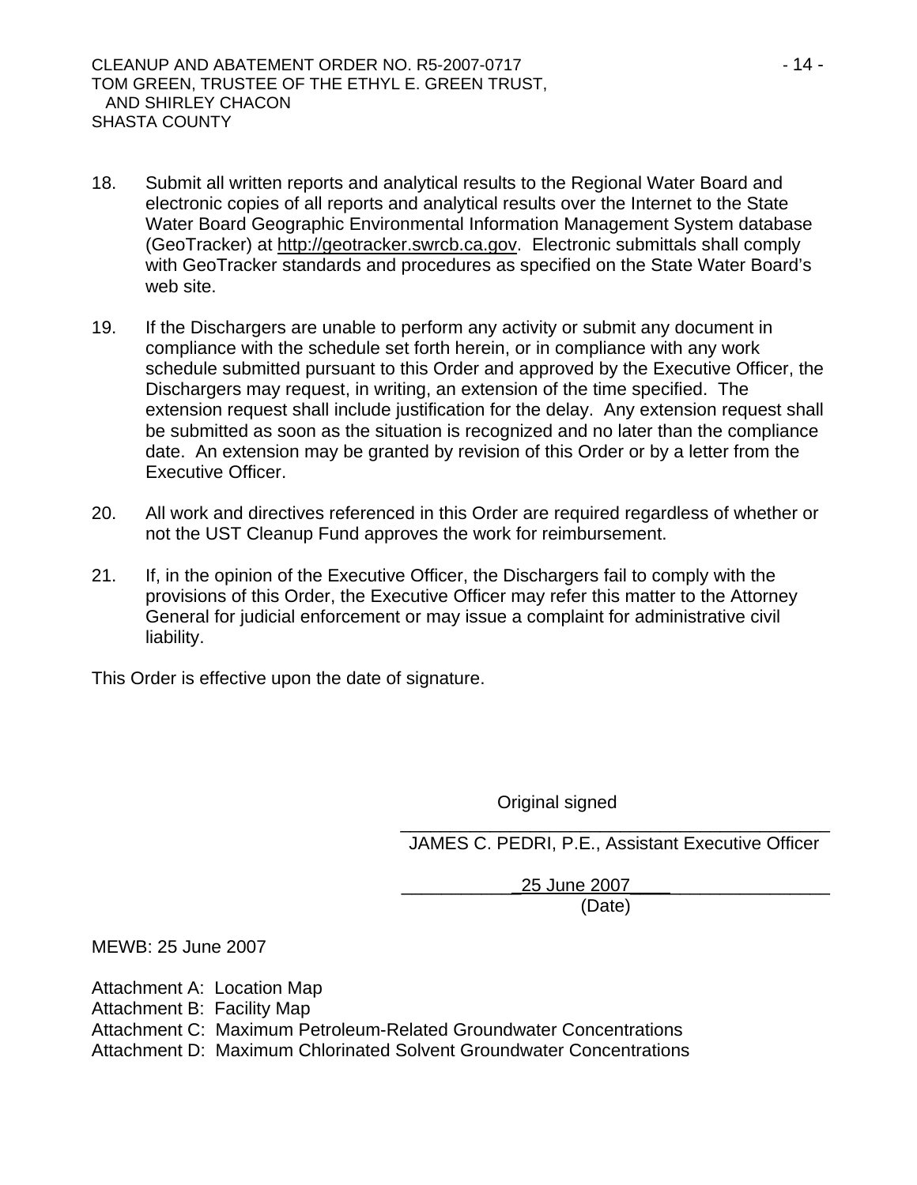18. Submit all written reports and analytical results to the Regional Water Board and electronic copies of all reports and analytical results over the Internet to the State Water Board Geographic Environmental Information Management System database (GeoTracker) at http://geotracker.swrcb.ca.gov. Electronic submittals shall comply with GeoTracker standards and procedures as specified on the State Water Board's web site.

19. If the Dischargers are unable to perform any activity or submit any document in compliance with the schedule set forth herein, or in compliance with any work schedule submitted pursuant to this Order and approved by the Executive Officer, the Dischargers may request, in writing, an extension of the time specified. The extension request shall include justification for the delay. Any extension request shall be submitted as soon as the situation is recognized and no later than the compliance date. An extension may be granted by revision of this Order or by a letter from the Executive Officer.

20. All work and directives referenced in this Order are required regardless of whether or not the UST Cleanup Fund approves the work for reimbursement.

21. If, in the opinion of the Executive Officer, the Dischargers fail to comply with the provisions of this Order, the Executive Officer may refer this matter to the Attorney General for judicial enforcement or may issue a complaint for administrative civil liability.

This Order is effective upon the date of signature.

Original signed

JAMES C. PEDRI, P.E., Assistant Executive Officer

25 June 2007

(Date)

MEWB: 25 June 2007

Attachment A: Location Map
Attachment B: Facility Map
Attachment C: Maximum Petroleum-Related Groundwater Concentrations
Attachment D: Maximum Chlorinated Solvent Groundwater Concentrations